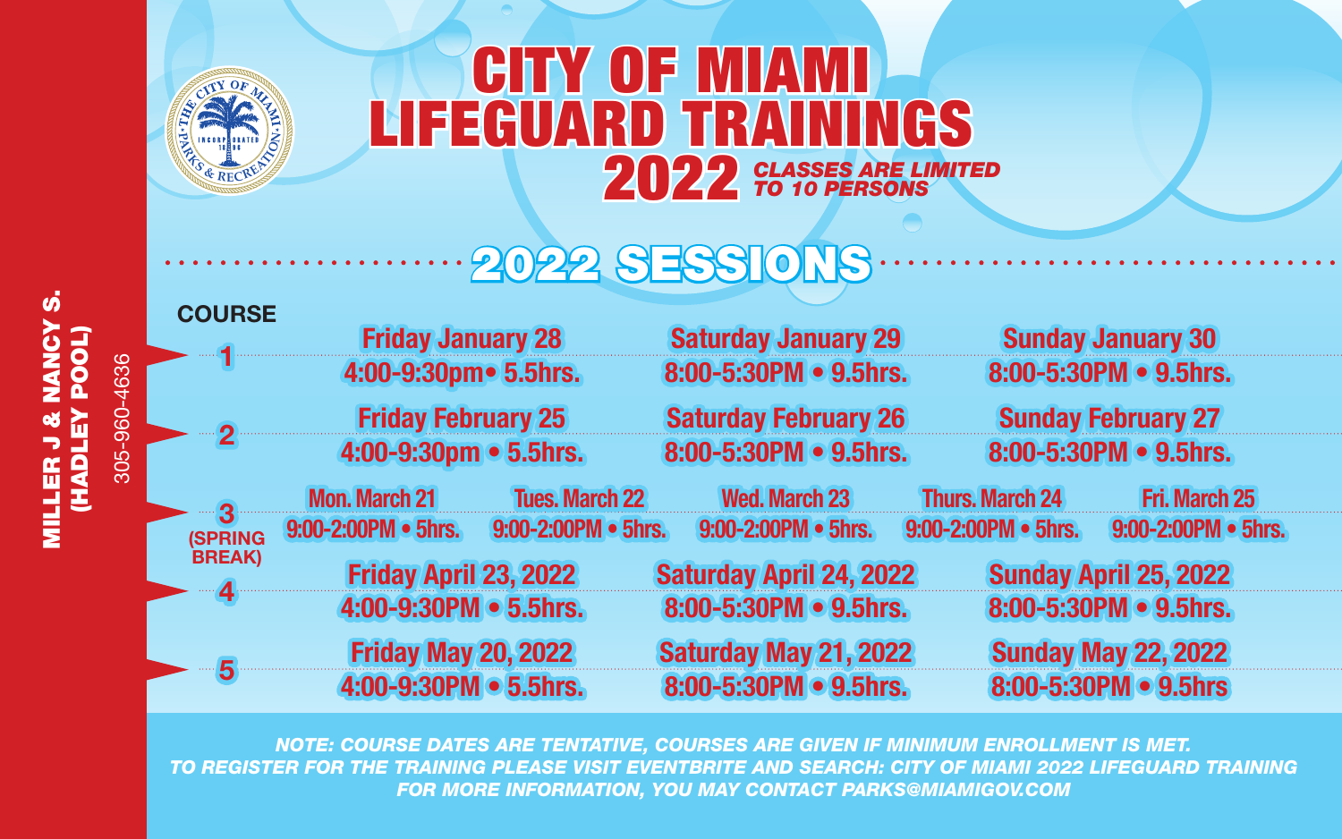MILLER J & NANCY S. (HADLEY POOL) 305-960-4636

# CITY OF MIAMI LIFEGUARD TRAININGS 2022

***CLASSES ARE LIMITED TO 10 PERSONS***

## 2022 SESSIONS

| COURSE | | | | | |
|---|---|---|---|---|---|
| 1 | Friday January 28<br>4:00-9:30pm• 5.5hrs. | Saturday January 29<br>8:00-5:30PM • 9.5hrs. | Sunday January 30<br>8:00-5:30PM • 9.5hrs. | | |
| 2 | Friday February 25<br>4:00-9:30pm • 5.5hrs. | Saturday February 26<br>8:00-5:30PM • 9.5hrs. | Sunday February 27<br>8:00-5:30PM • 9.5hrs. | | |
| 3 (SPRING BREAK) | Mon. March 21<br>9:00-2:00PM • 5hrs. | Tues. March 22<br>9:00-2:00PM • 5hrs. | Wed. March 23<br>9:00-2:00PM • 5hrs. | Thurs. March 24<br>9:00-2:00PM • 5hrs. | Fri. March 25<br>9:00-2:00PM • 5hrs. |
| 4 | Friday April 23, 2022<br>4:00-9:30PM • 5.5hrs. | Saturday April 24, 2022<br>8:00-5:30PM • 9.5hrs. | Sunday April 25, 2022<br>8:00-5:30PM • 9.5hrs. | | |
| 5 | Friday May 20, 2022<br>4:00-9:30PM • 5.5hrs. | Saturday May 21, 2022<br>8:00-5:30PM • 9.5hrs. | Sunday May 22, 2022<br>8:00-5:30PM • 9.5hrs | | |

*NOTE: COURSE DATES ARE TENTATIVE, COURSES ARE GIVEN IF MINIMUM ENROLLMENT IS MET.*
*TO REGISTER FOR THE TRAINING PLEASE VISIT EVENTBRITE AND SEARCH: CITY OF MIAMI 2022 LIFEGUARD TRAINING*
*FOR MORE INFORMATION, YOU MAY CONTACT PARKS@MIAMIGOV.COM*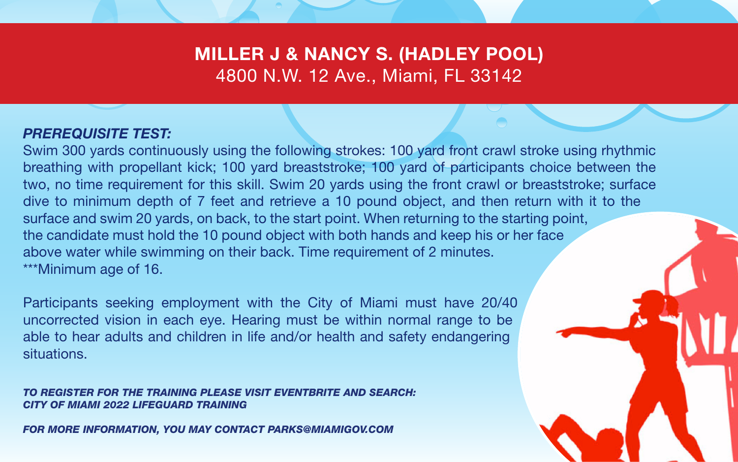## MILLER J & NANCY S. (HADLEY POOL)

4800 N.W. 12 Ave., Miami, FL 33142

***PREREQUISITE TEST:***

Swim 300 yards continuously using the following strokes: 100 yard front crawl stroke using rhythmic breathing with propellant kick; 100 yard breaststroke; 100 yard of participants choice between the two, no time requirement for this skill. Swim 20 yards using the front crawl or breaststroke; surface dive to minimum depth of 7 feet and retrieve a 10 pound object, and then return with it to the surface and swim 20 yards, on back, to the start point. When returning to the starting point, the candidate must hold the 10 pound object with both hands and keep his or her face above water while swimming on their back. Time requirement of 2 minutes.
***Minimum age of 16.

Participants seeking employment with the City of Miami must have 20/40 uncorrected vision in each eye. Hearing must be within normal range to be able to hear adults and children in life and/or health and safety endangering situations.

***TO REGISTER FOR THE TRAINING PLEASE VISIT EVENTBRITE AND SEARCH: CITY OF MIAMI 2022 LIFEGUARD TRAINING***

***FOR MORE INFORMATION, YOU MAY CONTACT PARKS@MIAMIGOV.COM***